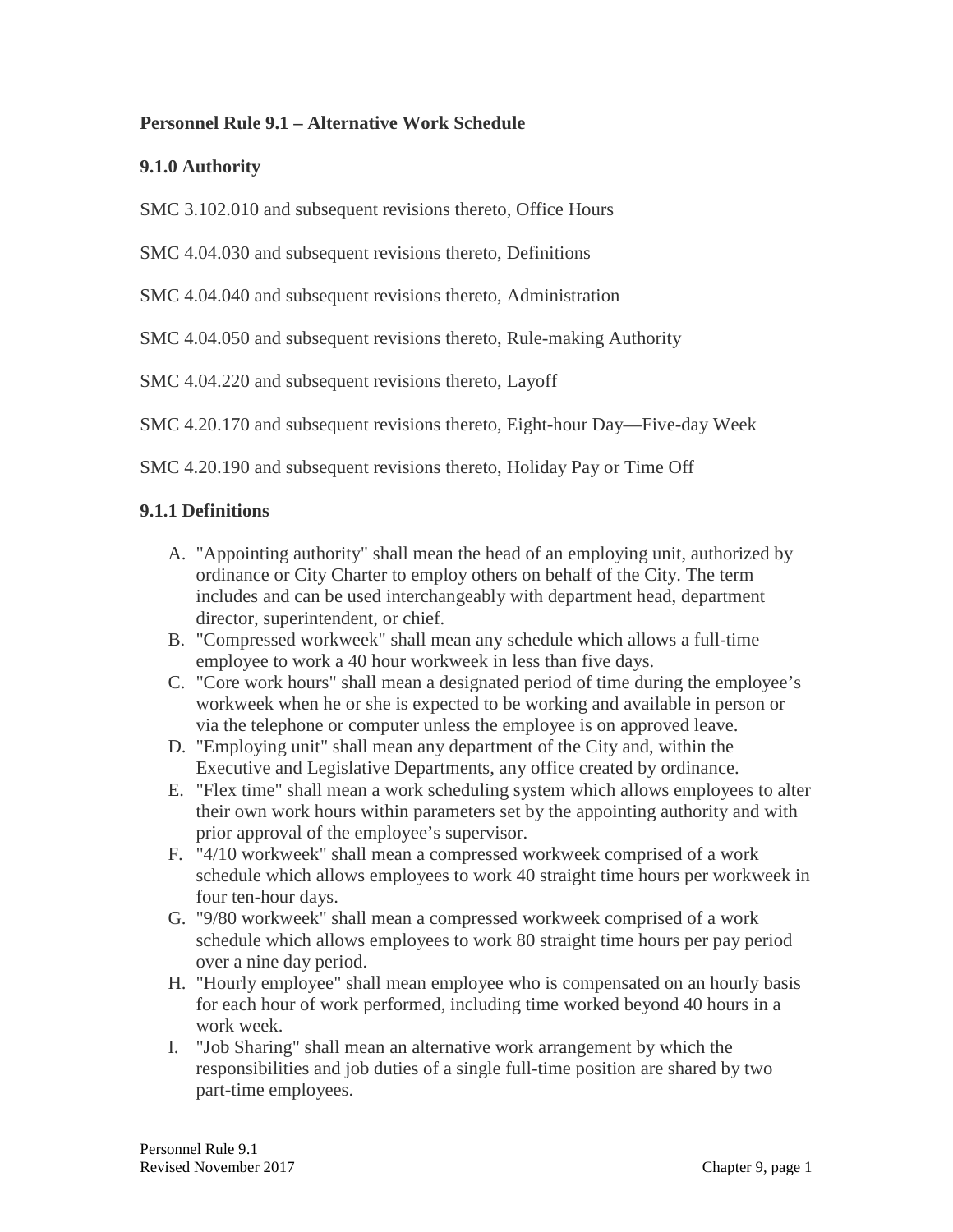## Personnel Rule 9.1 – Alternative Work Schedule

### 9.1.0 Authority

SMC 3.102.010 and subsequent revisions thereto, Office Hours

SMC 4.04.030 and subsequent revisions thereto, Definitions

SMC 4.04.040 and subsequent revisions thereto, Administration

SMC 4.04.050 and subsequent revisions thereto, Rule-making Authority

SMC 4.04.220 and subsequent revisions thereto, Layoff

SMC 4.20.170 and subsequent revisions thereto, Eight-hour Day—Five-day Week

SMC 4.20.190 and subsequent revisions thereto, Holiday Pay or Time Off

### 9.1.1 Definitions

A. "Appointing authority" shall mean the head of an employing unit, authorized by ordinance or City Charter to employ others on behalf of the City. The term includes and can be used interchangeably with department head, department director, superintendent, or chief.

B. "Compressed workweek" shall mean any schedule which allows a full-time employee to work a 40 hour workweek in less than five days.

C. "Core work hours" shall mean a designated period of time during the employee's workweek when he or she is expected to be working and available in person or via the telephone or computer unless the employee is on approved leave.

D. "Employing unit" shall mean any department of the City and, within the Executive and Legislative Departments, any office created by ordinance.

E. "Flex time" shall mean a work scheduling system which allows employees to alter their own work hours within parameters set by the appointing authority and with prior approval of the employee's supervisor.

F. "4/10 workweek" shall mean a compressed workweek comprised of a work schedule which allows employees to work 40 straight time hours per workweek in four ten-hour days.

G. "9/80 workweek" shall mean a compressed workweek comprised of a work schedule which allows employees to work 80 straight time hours per pay period over a nine day period.

H. "Hourly employee" shall mean employee who is compensated on an hourly basis for each hour of work performed, including time worked beyond 40 hours in a work week.

I. "Job Sharing" shall mean an alternative work arrangement by which the responsibilities and job duties of a single full-time position are shared by two part-time employees.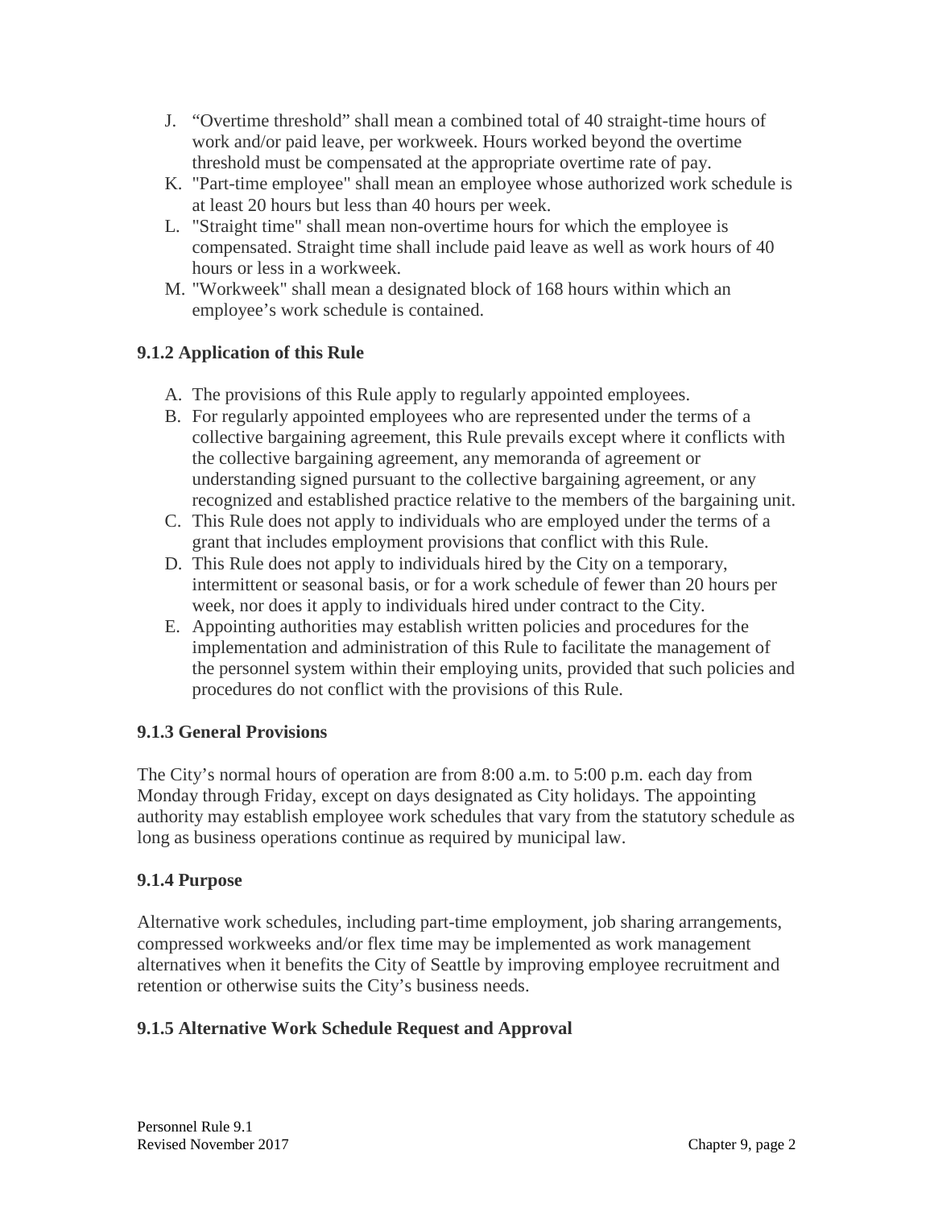J. “Overtime threshold” shall mean a combined total of 40 straight-time hours of work and/or paid leave, per workweek. Hours worked beyond the overtime threshold must be compensated at the appropriate overtime rate of pay.
K. "Part-time employee" shall mean an employee whose authorized work schedule is at least 20 hours but less than 40 hours per week.
L. "Straight time" shall mean non-overtime hours for which the employee is compensated. Straight time shall include paid leave as well as work hours of 40 hours or less in a workweek.
M. "Workweek" shall mean a designated block of 168 hours within which an employee’s work schedule is contained.

### 9.1.2 Application of this Rule

A. The provisions of this Rule apply to regularly appointed employees.
B. For regularly appointed employees who are represented under the terms of a collective bargaining agreement, this Rule prevails except where it conflicts with the collective bargaining agreement, any memoranda of agreement or understanding signed pursuant to the collective bargaining agreement, or any recognized and established practice relative to the members of the bargaining unit.
C. This Rule does not apply to individuals who are employed under the terms of a grant that includes employment provisions that conflict with this Rule.
D. This Rule does not apply to individuals hired by the City on a temporary, intermittent or seasonal basis, or for a work schedule of fewer than 20 hours per week, nor does it apply to individuals hired under contract to the City.
E. Appointing authorities may establish written policies and procedures for the implementation and administration of this Rule to facilitate the management of the personnel system within their employing units, provided that such policies and procedures do not conflict with the provisions of this Rule.

### 9.1.3 General Provisions

The City’s normal hours of operation are from 8:00 a.m. to 5:00 p.m. each day from Monday through Friday, except on days designated as City holidays. The appointing authority may establish employee work schedules that vary from the statutory schedule as long as business operations continue as required by municipal law.

### 9.1.4 Purpose

Alternative work schedules, including part-time employment, job sharing arrangements, compressed workweeks and/or flex time may be implemented as work management alternatives when it benefits the City of Seattle by improving employee recruitment and retention or otherwise suits the City’s business needs.

### 9.1.5 Alternative Work Schedule Request and Approval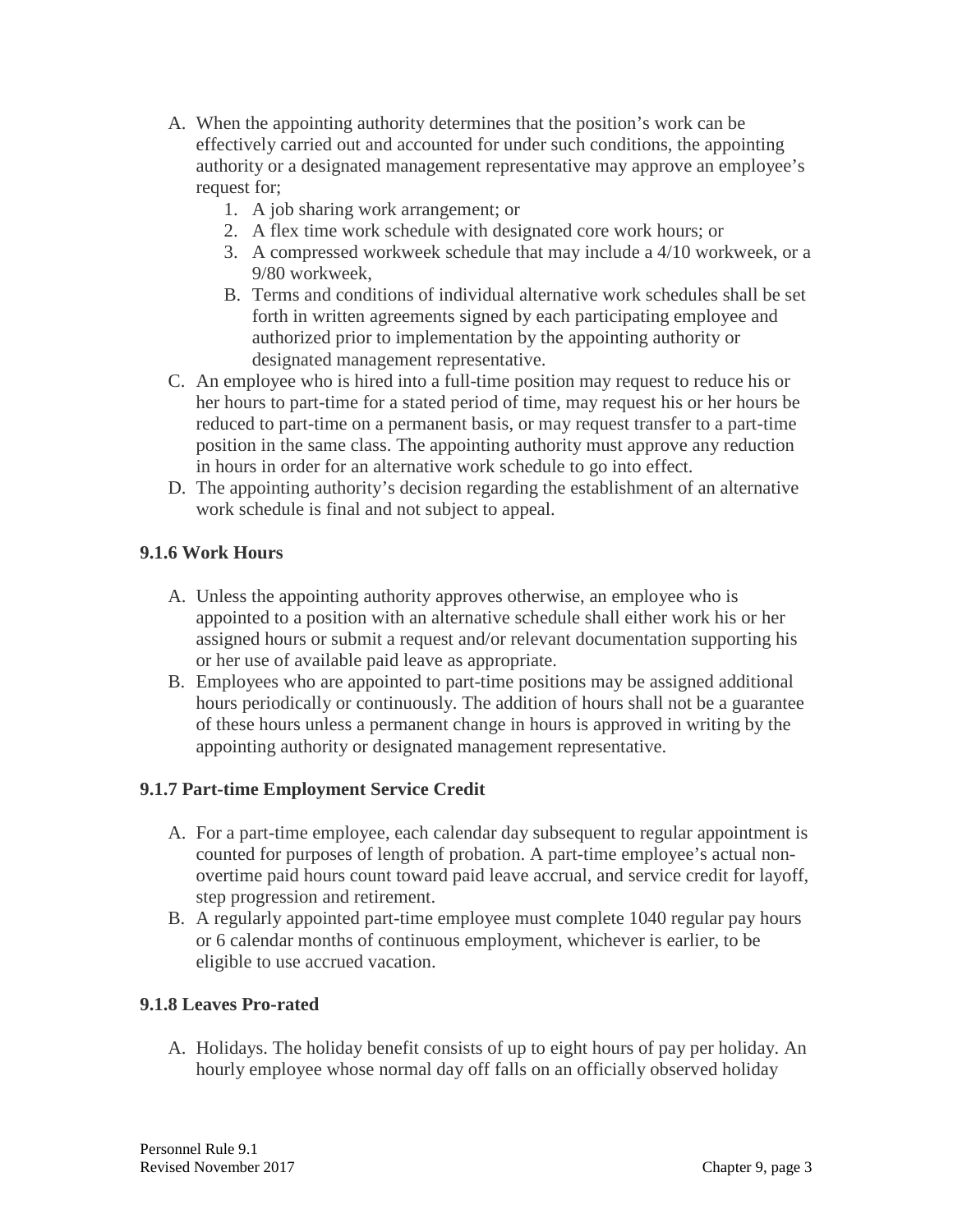A. When the appointing authority determines that the position's work can be effectively carried out and accounted for under such conditions, the appointing authority or a designated management representative may approve an employee's request for;
   1. A job sharing work arrangement; or
   2. A flex time work schedule with designated core work hours; or
   3. A compressed workweek schedule that may include a 4/10 workweek, or a 9/80 workweek,
   
   B. Terms and conditions of individual alternative work schedules shall be set forth in written agreements signed by each participating employee and authorized prior to implementation by the appointing authority or designated management representative.
C. An employee who is hired into a full-time position may request to reduce his or her hours to part-time for a stated period of time, may request his or her hours be reduced to part-time on a permanent basis, or may request transfer to a part-time position in the same class. The appointing authority must approve any reduction in hours in order for an alternative work schedule to go into effect.
D. The appointing authority's decision regarding the establishment of an alternative work schedule is final and not subject to appeal.

### 9.1.6 Work Hours

A. Unless the appointing authority approves otherwise, an employee who is appointed to a position with an alternative schedule shall either work his or her assigned hours or submit a request and/or relevant documentation supporting his or her use of available paid leave as appropriate.
B. Employees who are appointed to part-time positions may be assigned additional hours periodically or continuously. The addition of hours shall not be a guarantee of these hours unless a permanent change in hours is approved in writing by the appointing authority or designated management representative.

### 9.1.7 Part-time Employment Service Credit

A. For a part-time employee, each calendar day subsequent to regular appointment is counted for purposes of length of probation. A part-time employee's actual non-overtime paid hours count toward paid leave accrual, and service credit for layoff, step progression and retirement.
B. A regularly appointed part-time employee must complete 1040 regular pay hours or 6 calendar months of continuous employment, whichever is earlier, to be eligible to use accrued vacation.

### 9.1.8 Leaves Pro-rated

A. Holidays. The holiday benefit consists of up to eight hours of pay per holiday. An hourly employee whose normal day off falls on an officially observed holiday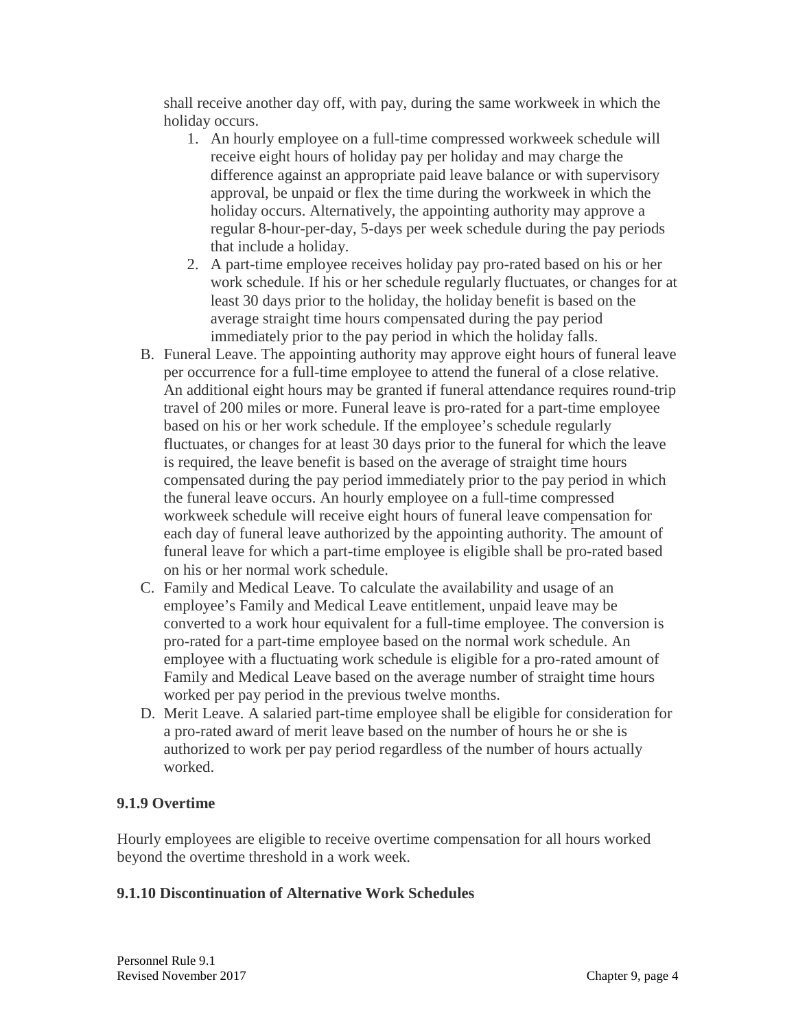shall receive another day off, with pay, during the same workweek in which the holiday occurs.

1. An hourly employee on a full-time compressed workweek schedule will receive eight hours of holiday pay per holiday and may charge the difference against an appropriate paid leave balance or with supervisory approval, be unpaid or flex the time during the workweek in which the holiday occurs. Alternatively, the appointing authority may approve a regular 8-hour-per-day, 5-days per week schedule during the pay periods that include a holiday.
2. A part-time employee receives holiday pay pro-rated based on his or her work schedule. If his or her schedule regularly fluctuates, or changes for at least 30 days prior to the holiday, the holiday benefit is based on the average straight time hours compensated during the pay period immediately prior to the pay period in which the holiday falls.

B. Funeral Leave. The appointing authority may approve eight hours of funeral leave per occurrence for a full-time employee to attend the funeral of a close relative. An additional eight hours may be granted if funeral attendance requires round-trip travel of 200 miles or more. Funeral leave is pro-rated for a part-time employee based on his or her work schedule. If the employee's schedule regularly fluctuates, or changes for at least 30 days prior to the funeral for which the leave is required, the leave benefit is based on the average of straight time hours compensated during the pay period immediately prior to the pay period in which the funeral leave occurs. An hourly employee on a full-time compressed workweek schedule will receive eight hours of funeral leave compensation for each day of funeral leave authorized by the appointing authority. The amount of funeral leave for which a part-time employee is eligible shall be pro-rated based on his or her normal work schedule.

C. Family and Medical Leave. To calculate the availability and usage of an employee's Family and Medical Leave entitlement, unpaid leave may be converted to a work hour equivalent for a full-time employee. The conversion is pro-rated for a part-time employee based on the normal work schedule. An employee with a fluctuating work schedule is eligible for a pro-rated amount of Family and Medical Leave based on the average number of straight time hours worked per pay period in the previous twelve months.

D. Merit Leave. A salaried part-time employee shall be eligible for consideration for a pro-rated award of merit leave based on the number of hours he or she is authorized to work per pay period regardless of the number of hours actually worked.

### 9.1.9 Overtime

Hourly employees are eligible to receive overtime compensation for all hours worked beyond the overtime threshold in a work week.

### 9.1.10 Discontinuation of Alternative Work Schedules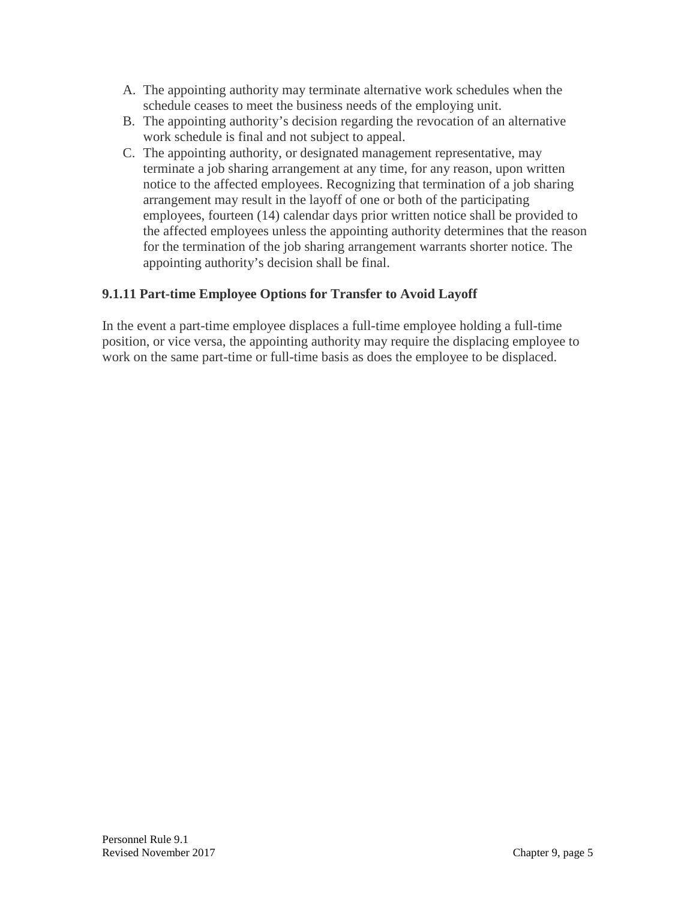A. The appointing authority may terminate alternative work schedules when the schedule ceases to meet the business needs of the employing unit.
B. The appointing authority's decision regarding the revocation of an alternative work schedule is final and not subject to appeal.
C. The appointing authority, or designated management representative, may terminate a job sharing arrangement at any time, for any reason, upon written notice to the affected employees. Recognizing that termination of a job sharing arrangement may result in the layoff of one or both of the participating employees, fourteen (14) calendar days prior written notice shall be provided to the affected employees unless the appointing authority determines that the reason for the termination of the job sharing arrangement warrants shorter notice. The appointing authority's decision shall be final.

### 9.1.11 Part-time Employee Options for Transfer to Avoid Layoff

In the event a part-time employee displaces a full-time employee holding a full-time position, or vice versa, the appointing authority may require the displacing employee to work on the same part-time or full-time basis as does the employee to be displaced.